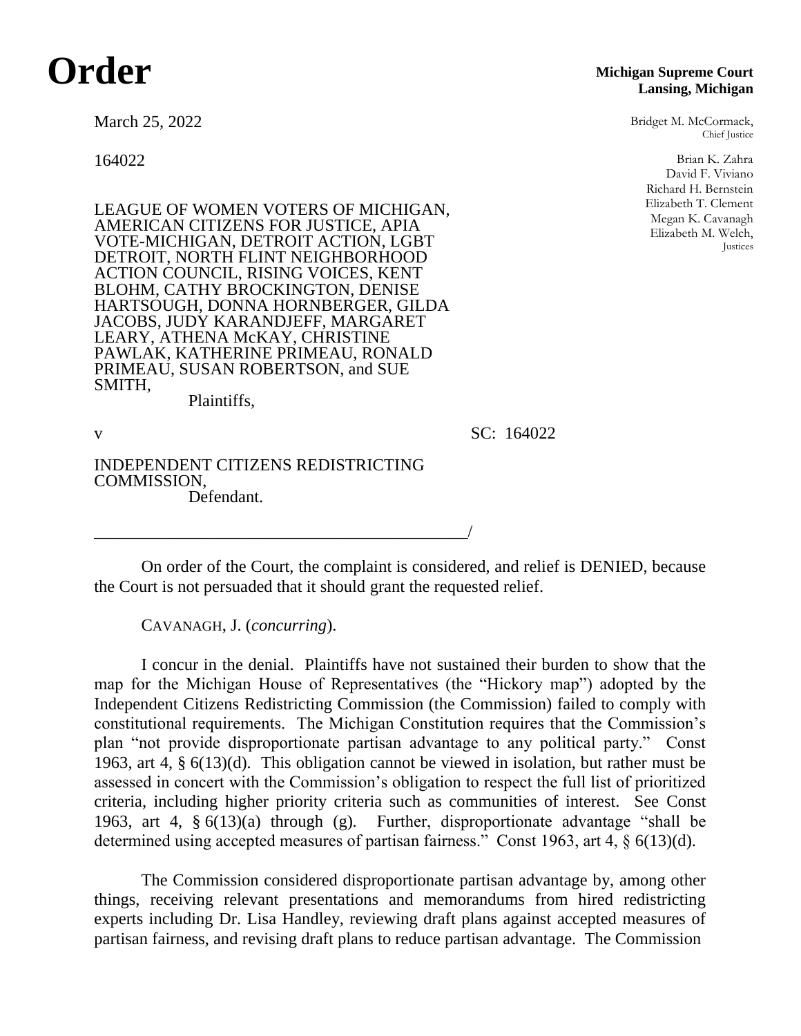# Order

**Michigan Supreme Court**
**Lansing, Michigan**

March 25, 2022

164022

Bridget M. McCormack,
Chief Justice

Brian K. Zahra
David F. Viviano
Richard H. Bernstein
Elizabeth T. Clement
Megan K. Cavanagh
Elizabeth M. Welch,
Justices

LEAGUE OF WOMEN VOTERS OF MICHIGAN, AMERICAN CITIZENS FOR JUSTICE, APIA VOTE-MICHIGAN, DETROIT ACTION, LGBT DETROIT, NORTH FLINT NEIGHBORHOOD ACTION COUNCIL, RISING VOICES, KENT BLOHM, CATHY BROCKINGTON, DENISE HARTSOUGH, DONNA HORNBERGER, GILDA JACOBS, JUDY KARANDJEFF, MARGARET LEARY, ATHENA McKAY, CHRISTINE PAWLAK, KATHERINE PRIMEAU, RONALD PRIMEAU, SUSAN ROBERTSON, and SUE SMITH,
Plaintiffs,

v SC: 164022

INDEPENDENT CITIZENS REDISTRICTING COMMISSION,
Defendant.

_____________________________________________/

On order of the Court, the complaint is considered, and relief is DENIED, because the Court is not persuaded that it should grant the requested relief.

CAVANAGH, J. (*concurring*).

I concur in the denial. Plaintiffs have not sustained their burden to show that the map for the Michigan House of Representatives (the "Hickory map") adopted by the Independent Citizens Redistricting Commission (the Commission) failed to comply with constitutional requirements. The Michigan Constitution requires that the Commission's plan "not provide disproportionate partisan advantage to any political party." Const 1963, art 4, § 6(13)(d). This obligation cannot be viewed in isolation, but rather must be assessed in concert with the Commission's obligation to respect the full list of prioritized criteria, including higher priority criteria such as communities of interest. See Const 1963, art 4, § 6(13)(a) through (g). Further, disproportionate advantage "shall be determined using accepted measures of partisan fairness." Const 1963, art 4, § 6(13)(d).

The Commission considered disproportionate partisan advantage by, among other things, receiving relevant presentations and memorandums from hired redistricting experts including Dr. Lisa Handley, reviewing draft plans against accepted measures of partisan fairness, and revising draft plans to reduce partisan advantage. The Commission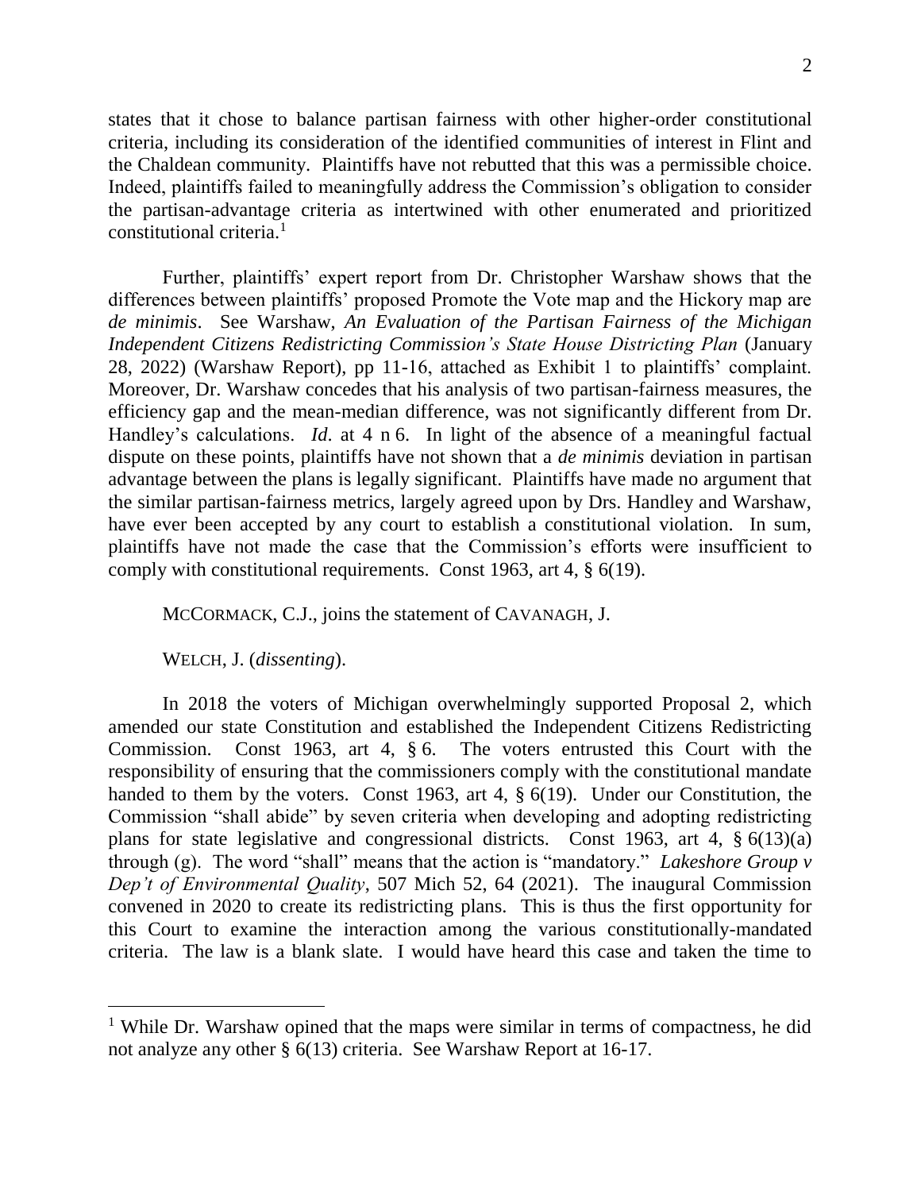states that it chose to balance partisan fairness with other higher-order constitutional criteria, including its consideration of the identified communities of interest in Flint and the Chaldean community. Plaintiffs have not rebutted that this was a permissible choice. Indeed, plaintiffs failed to meaningfully address the Commission's obligation to consider the partisan-advantage criteria as intertwined with other enumerated and prioritized constitutional criteria.[1]

Further, plaintiffs' expert report from Dr. Christopher Warshaw shows that the differences between plaintiffs' proposed Promote the Vote map and the Hickory map are *de minimis*. See Warshaw, *An Evaluation of the Partisan Fairness of the Michigan Independent Citizens Redistricting Commission's State House Districting Plan* (January 28, 2022) (Warshaw Report), pp 11-16, attached as Exhibit 1 to plaintiffs' complaint. Moreover, Dr. Warshaw concedes that his analysis of two partisan-fairness measures, the efficiency gap and the mean-median difference, was not significantly different from Dr. Handley's calculations. *Id*. at 4 n 6. In light of the absence of a meaningful factual dispute on these points, plaintiffs have not shown that a *de minimis* deviation in partisan advantage between the plans is legally significant. Plaintiffs have made no argument that the similar partisan-fairness metrics, largely agreed upon by Drs. Handley and Warshaw, have ever been accepted by any court to establish a constitutional violation. In sum, plaintiffs have not made the case that the Commission's efforts were insufficient to comply with constitutional requirements. Const 1963, art 4, § 6(19).

MCCORMACK, C.J., joins the statement of CAVANAGH, J.

WELCH, J. (*dissenting*).

In 2018 the voters of Michigan overwhelmingly supported Proposal 2, which amended our state Constitution and established the Independent Citizens Redistricting Commission. Const 1963, art 4, § 6. The voters entrusted this Court with the responsibility of ensuring that the commissioners comply with the constitutional mandate handed to them by the voters. Const 1963, art 4, § 6(19). Under our Constitution, the Commission "shall abide" by seven criteria when developing and adopting redistricting plans for state legislative and congressional districts. Const 1963, art 4, § 6(13)(a) through (g). The word "shall" means that the action is "mandatory." *Lakeshore Group v Dep't of Environmental Quality*, 507 Mich 52, 64 (2021). The inaugural Commission convened in 2020 to create its redistricting plans. This is thus the first opportunity for this Court to examine the interaction among the various constitutionally-mandated criteria. The law is a blank slate. I would have heard this case and taken the time to

---

[1] While Dr. Warshaw opined that the maps were similar in terms of compactness, he did not analyze any other § 6(13) criteria. See Warshaw Report at 16-17.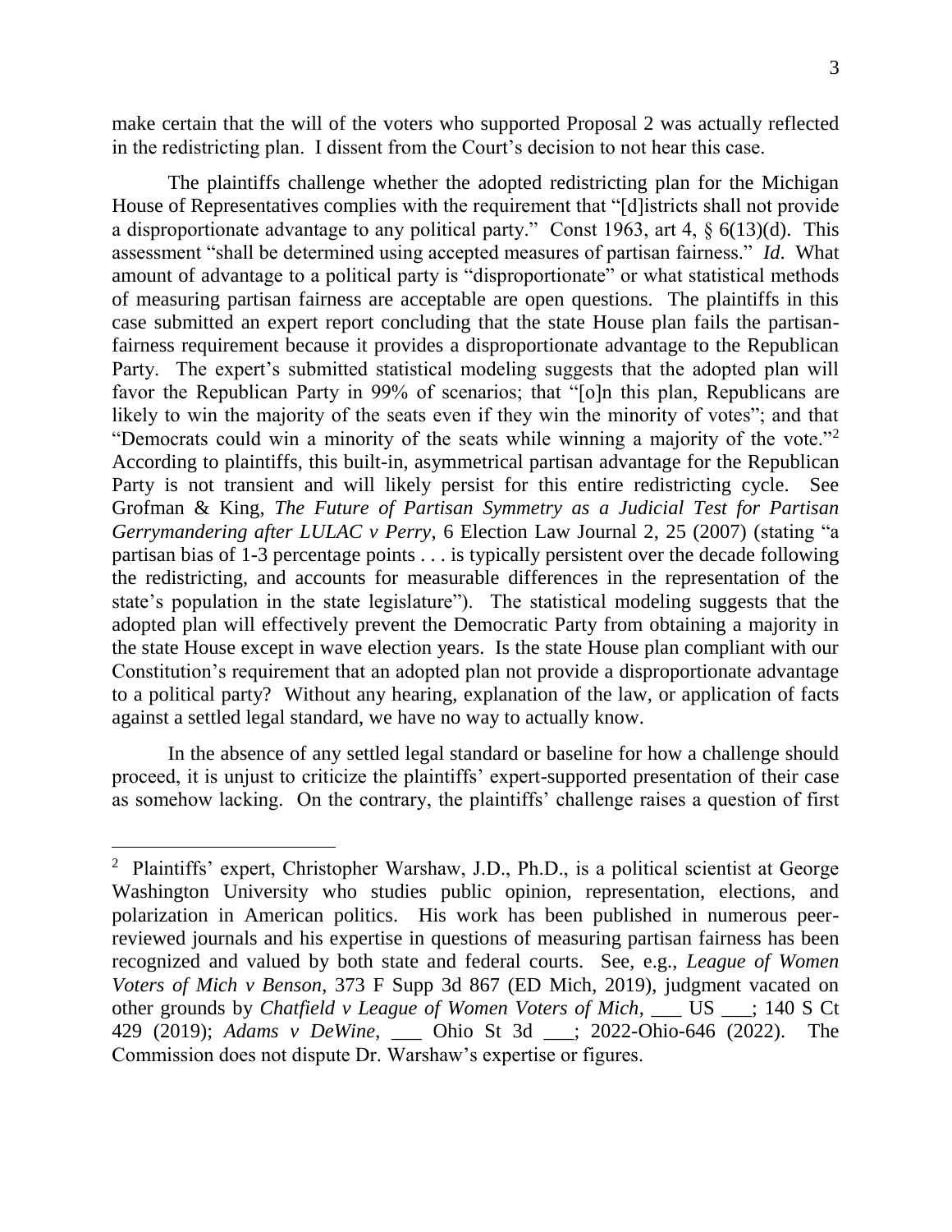make certain that the will of the voters who supported Proposal 2 was actually reflected in the redistricting plan. I dissent from the Court's decision to not hear this case.

The plaintiffs challenge whether the adopted redistricting plan for the Michigan House of Representatives complies with the requirement that "[d]istricts shall not provide a disproportionate advantage to any political party." Const 1963, art 4, § 6(13)(d). This assessment "shall be determined using accepted measures of partisan fairness." *Id*. What amount of advantage to a political party is "disproportionate" or what statistical methods of measuring partisan fairness are acceptable are open questions. The plaintiffs in this case submitted an expert report concluding that the state House plan fails the partisan-fairness requirement because it provides a disproportionate advantage to the Republican Party. The expert's submitted statistical modeling suggests that the adopted plan will favor the Republican Party in 99% of scenarios; that "[o]n this plan, Republicans are likely to win the majority of the seats even if they win the minority of votes"; and that "Democrats could win a minority of the seats while winning a majority of the vote."[2] According to plaintiffs, this built-in, asymmetrical partisan advantage for the Republican Party is not transient and will likely persist for this entire redistricting cycle. See Grofman & King, *The Future of Partisan Symmetry as a Judicial Test for Partisan Gerrymandering after LULAC v Perry*, 6 Election Law Journal 2, 25 (2007) (stating "a partisan bias of 1-3 percentage points . . . is typically persistent over the decade following the redistricting, and accounts for measurable differences in the representation of the state's population in the state legislature"). The statistical modeling suggests that the adopted plan will effectively prevent the Democratic Party from obtaining a majority in the state House except in wave election years. Is the state House plan compliant with our Constitution's requirement that an adopted plan not provide a disproportionate advantage to a political party? Without any hearing, explanation of the law, or application of facts against a settled legal standard, we have no way to actually know.

In the absence of any settled legal standard or baseline for how a challenge should proceed, it is unjust to criticize the plaintiffs' expert-supported presentation of their case as somehow lacking. On the contrary, the plaintiffs' challenge raises a question of first

[2] Plaintiffs' expert, Christopher Warshaw, J.D., Ph.D., is a political scientist at George Washington University who studies public opinion, representation, elections, and polarization in American politics. His work has been published in numerous peer-reviewed journals and his expertise in questions of measuring partisan fairness has been recognized and valued by both state and federal courts. See, e.g., *League of Women Voters of Mich v Benson*, 373 F Supp 3d 867 (ED Mich, 2019), judgment vacated on other grounds by *Chatfield v League of Women Voters of Mich*, ___ US ___; 140 S Ct 429 (2019); *Adams v DeWine*, ___ Ohio St 3d ___; 2022-Ohio-646 (2022). The Commission does not dispute Dr. Warshaw's expertise or figures.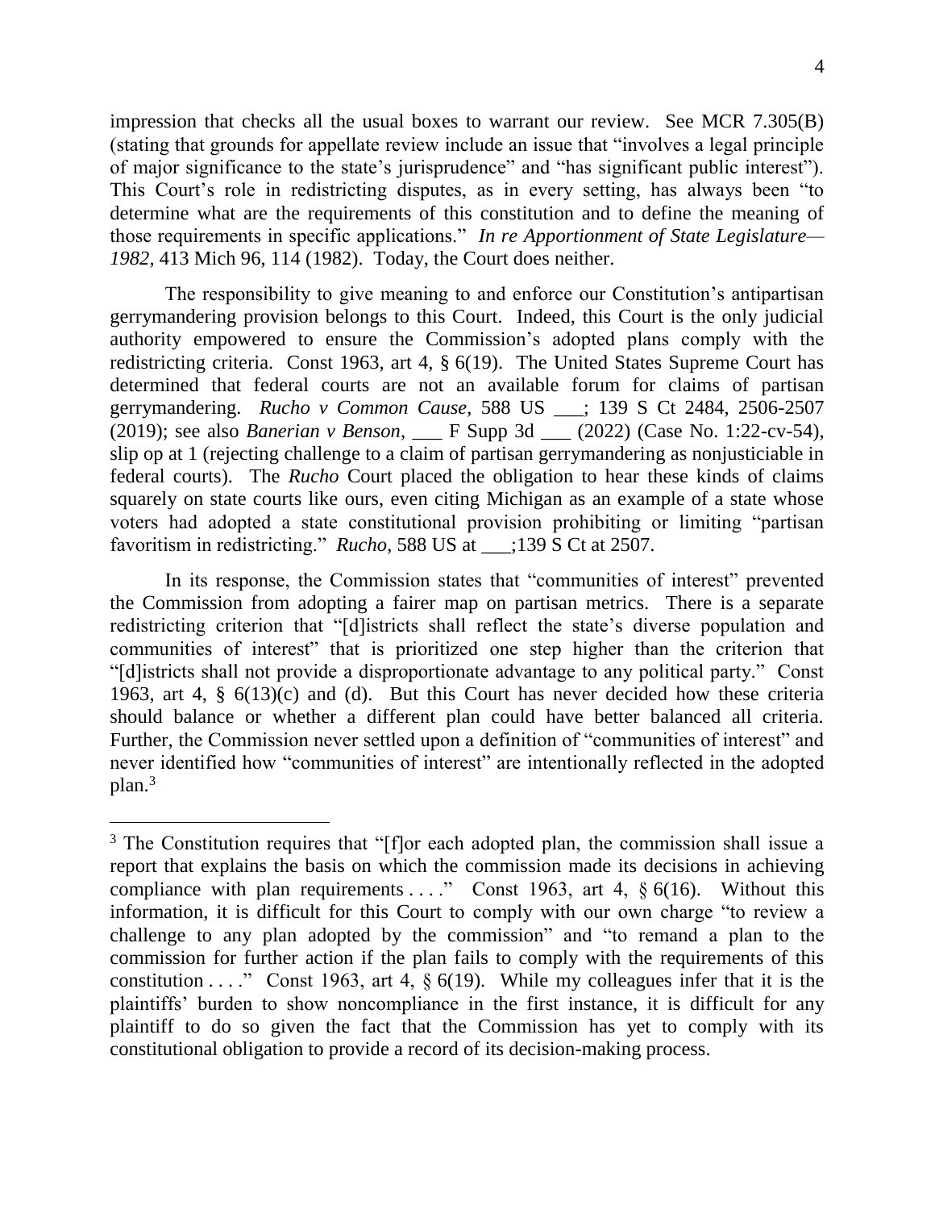impression that checks all the usual boxes to warrant our review. See MCR 7.305(B) (stating that grounds for appellate review include an issue that "involves a legal principle of major significance to the state's jurisprudence" and "has significant public interest"). This Court's role in redistricting disputes, as in every setting, has always been "to determine what are the requirements of this constitution and to define the meaning of those requirements in specific applications." *In re Apportionment of State Legislature—1982*, 413 Mich 96, 114 (1982). Today, the Court does neither.

The responsibility to give meaning to and enforce our Constitution's antipartisan gerrymandering provision belongs to this Court. Indeed, this Court is the only judicial authority empowered to ensure the Commission's adopted plans comply with the redistricting criteria. Const 1963, art 4, § 6(19). The United States Supreme Court has determined that federal courts are not an available forum for claims of partisan gerrymandering. *Rucho v Common Cause*, 588 US ___; 139 S Ct 2484, 2506-2507 (2019); see also *Banerian v Benson*, ___ F Supp 3d ___ (2022) (Case No. 1:22-cv-54), slip op at 1 (rejecting challenge to a claim of partisan gerrymandering as nonjusticiable in federal courts). The *Rucho* Court placed the obligation to hear these kinds of claims squarely on state courts like ours, even citing Michigan as an example of a state whose voters had adopted a state constitutional provision prohibiting or limiting "partisan favoritism in redistricting." *Rucho*, 588 US at ___;139 S Ct at 2507.

In its response, the Commission states that "communities of interest" prevented the Commission from adopting a fairer map on partisan metrics. There is a separate redistricting criterion that "[d]istricts shall reflect the state's diverse population and communities of interest" that is prioritized one step higher than the criterion that "[d]istricts shall not provide a disproportionate advantage to any political party." Const 1963, art 4, § 6(13)(c) and (d). But this Court has never decided how these criteria should balance or whether a different plan could have better balanced all criteria. Further, the Commission never settled upon a definition of "communities of interest" and never identified how "communities of interest" are intentionally reflected in the adopted plan.[3]

[3] The Constitution requires that "[f]or each adopted plan, the commission shall issue a report that explains the basis on which the commission made its decisions in achieving compliance with plan requirements . . . ." Const 1963, art 4, § 6(16). Without this information, it is difficult for this Court to comply with our own charge "to review a challenge to any plan adopted by the commission" and "to remand a plan to the commission for further action if the plan fails to comply with the requirements of this constitution . . . ." Const 1963, art 4, § 6(19). While my colleagues infer that it is the plaintiffs' burden to show noncompliance in the first instance, it is difficult for any plaintiff to do so given the fact that the Commission has yet to comply with its constitutional obligation to provide a record of its decision-making process.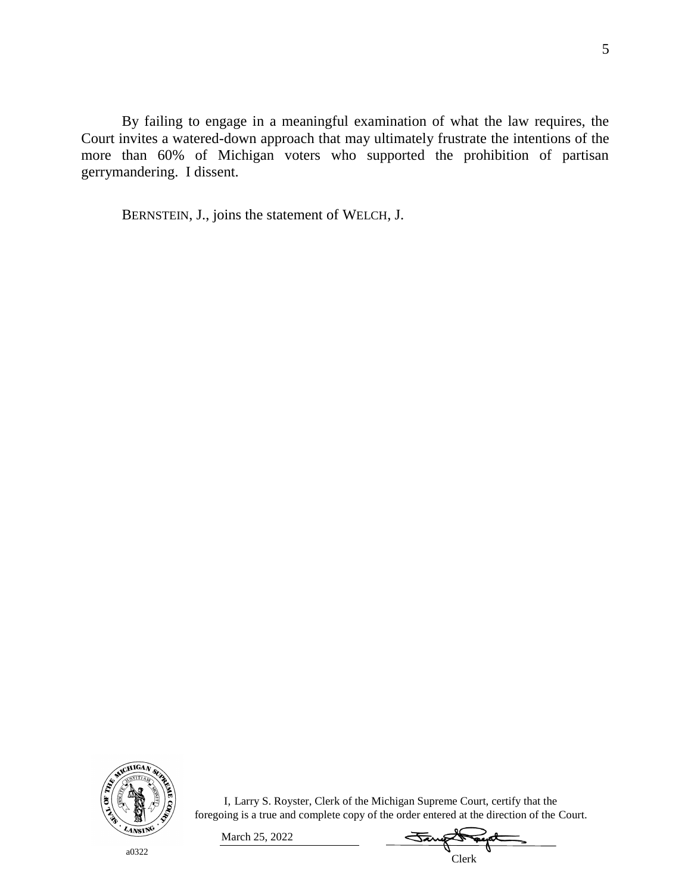By failing to engage in a meaningful examination of what the law requires, the Court invites a watered-down approach that may ultimately frustrate the intentions of the more than 60% of Michigan voters who supported the prohibition of partisan gerrymandering. I dissent.

BERNSTEIN, J., joins the statement of WELCH, J.

I, Larry S. Royster, Clerk of the Michigan Supreme Court, certify that the foregoing is a true and complete copy of the order entered at the direction of the Court.

March 25, 2022

Clerk

a0322